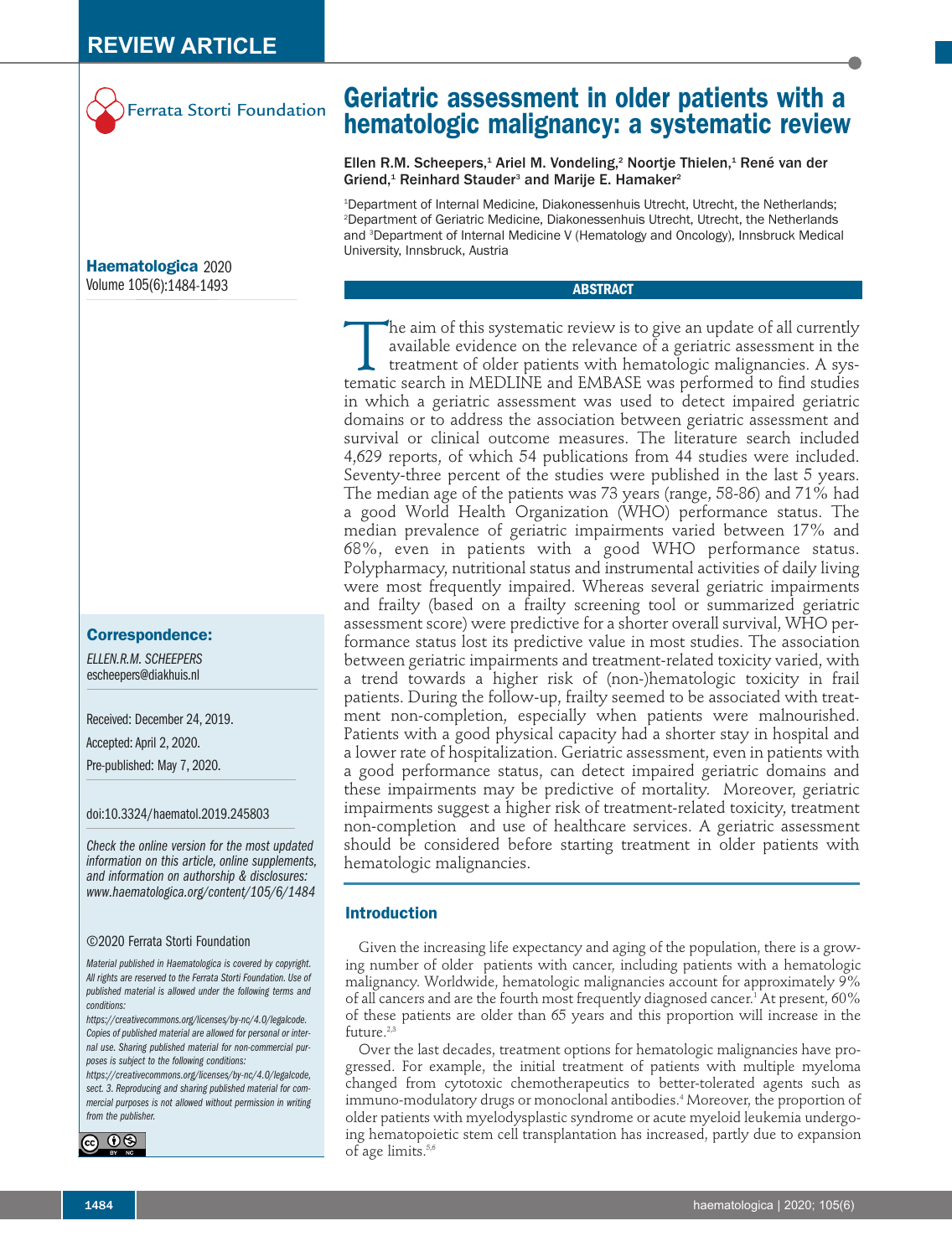REVIEW ARTICLE

Ferrata Storti Foundation

# Geriatric assessment in older patients with a hematologic malignancy: a systematic review

Ellen R.M. Scheepers,[1] Ariel M. Vondeling,[2] Noortje Thielen,[1] René van der Griend,[1] Reinhard Stauder[3] and Marije E. Hamaker[2]

[1]Department of Internal Medicine, Diakonessenhuis Utrecht, Utrecht, the Netherlands; [2]Department of Geriatric Medicine, Diakonessenhuis Utrecht, Utrecht, the Netherlands and [3]Department of Internal Medicine V (Hematology and Oncology), Innsbruck Medical University, Innsbruck, Austria

**Haematologica** 2020
Volume 105(6):1484-1493

## ABSTRACT

The aim of this systematic review is to give an update of all currently available evidence on the relevance of a geriatric assessment in the treatment of older patients with hematologic malignancies. A systematic search in MEDLINE and EMBASE was performed to find studies in which a geriatric assessment was used to detect impaired geriatric domains or to address the association between geriatric assessment and survival or clinical outcome measures. The literature search included 4,629 reports, of which 54 publications from 44 studies were included. Seventy-three percent of the studies were published in the last 5 years. The median age of the patients was 73 years (range, 58-86) and 71% had a good World Health Organization (WHO) performance status. The median prevalence of geriatric impairments varied between 17% and 68%, even in patients with a good WHO performance status. Polypharmacy, nutritional status and instrumental activities of daily living were most frequently impaired. Whereas several geriatric impairments and frailty (based on a frailty screening tool or summarized geriatric assessment score) were predictive for a shorter overall survival, WHO performance status lost its predictive value in most studies. The association between geriatric impairments and treatment-related toxicity varied, with a trend towards a higher risk of (non-)hematologic toxicity in frail patients. During the follow-up, frailty seemed to be associated with treatment non-completion, especially when patients were malnourished. Patients with a good physical capacity had a shorter stay in hospital and a lower rate of hospitalization. Geriatric assessment, even in patients with a good performance status, can detect impaired geriatric domains and these impairments may be predictive of mortality. Moreover, geriatric impairments suggest a higher risk of treatment-related toxicity, treatment non-completion and use of healthcare services. A geriatric assessment should be considered before starting treatment in older patients with hematologic malignancies.

**Correspondence:**

*ELLEN.R.M. SCHEEPERS*
escheepers@diakhuis.nl

Received: December 24, 2019.

Accepted: April 2, 2020.

Pre-published: May 7, 2020.

doi:10.3324/haematol.2019.245803

*Check the online version for the most updated information on this article, online supplements, and information on authorship & disclosures: www.haematologica.org/content/105/6/1484*

©2020 Ferrata Storti Foundation

*Material published in Haematologica is covered by copyright. All rights are reserved to the Ferrata Storti Foundation. Use of published material is allowed under the following terms and conditions: https://creativecommons.org/licenses/by-nc/4.0/legalcode. Copies of published material are allowed for personal or internal use. Sharing published material for non-commercial purposes is subject to the following conditions: https://creativecommons.org/licenses/by-nc/4.0/legalcode, sect. 3. Reproducing and sharing published material for commercial purposes is not allowed without permission in writing from the publisher.*

## Introduction

Given the increasing life expectancy and aging of the population, there is a growing number of older patients with cancer, including patients with a hematologic malignancy. Worldwide, hematologic malignancies account for approximately 9% of all cancers and are the fourth most frequently diagnosed cancer.[1] At present, 60% of these patients are older than 65 years and this proportion will increase in the future.[2,3]

Over the last decades, treatment options for hematologic malignancies have progressed. For example, the initial treatment of patients with multiple myeloma changed from cytotoxic chemotherapeutics to better-tolerated agents such as immuno-modulatory drugs or monoclonal antibodies.[4] Moreover, the proportion of older patients with myelodysplastic syndrome or acute myeloid leukemia undergoing hematopoietic stem cell transplantation has increased, partly due to expansion of age limits.[5,6]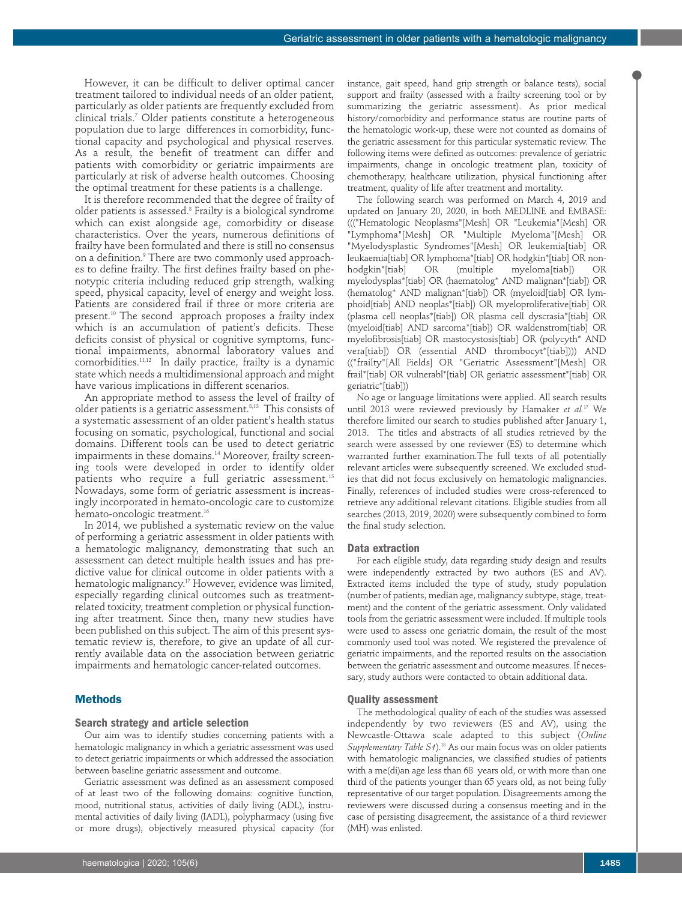However, it can be difficult to deliver optimal cancer treatment tailored to individual needs of an older patient, particularly as older patients are frequently excluded from clinical trials.[7] Older patients constitute a heterogeneous population due to large differences in comorbidity, functional capacity and psychological and physical reserves. As a result, the benefit of treatment can differ and patients with comorbidity or geriatric impairments are particularly at risk of adverse health outcomes. Choosing the optimal treatment for these patients is a challenge.

It is therefore recommended that the degree of frailty of older patients is assessed.[8] Frailty is a biological syndrome which can exist alongside age, comorbidity or disease characteristics. Over the years, numerous definitions of frailty have been formulated and there is still no consensus on a definition.[9] There are two commonly used approaches to define frailty. The first defines frailty based on phenotypic criteria including reduced grip strength, walking speed, physical capacity, level of energy and weight loss. Patients are considered frail if three or more criteria are present.[10] The second approach proposes a frailty index which is an accumulation of patient's deficits. These deficits consist of physical or cognitive symptoms, functional impairments, abnormal laboratory values and comorbidities.[11,12] In daily practice, frailty is a dynamic state which needs a multidimensional approach and might have various implications in different scenarios.

An appropriate method to assess the level of frailty of older patients is a geriatric assessment.[8,13] This consists of a systematic assessment of an older patient's health status focusing on somatic, psychological, functional and social domains. Different tools can be used to detect geriatric impairments in these domains.[14] Moreover, frailty screening tools were developed in order to identify older patients who require a full geriatric assessment.[15] Nowadays, some form of geriatric assessment is increasingly incorporated in hemato-oncologic care to customize hemato-oncologic treatment.[16]

In 2014, we published a systematic review on the value of performing a geriatric assessment in older patients with a hematologic malignancy, demonstrating that such an assessment can detect multiple health issues and has predictive value for clinical outcome in older patients with a hematologic malignancy.[17] However, evidence was limited, especially regarding clinical outcomes such as treatment-related toxicity, treatment completion or physical functioning after treatment. Since then, many new studies have been published on this subject. The aim of this present systematic review is, therefore, to give an update of all currently available data on the association between geriatric impairments and hematologic cancer-related outcomes.

## Methods

### Search strategy and article selection

Our aim was to identify studies concerning patients with a hematologic malignancy in which a geriatric assessment was used to detect geriatric impairments or which addressed the association between baseline geriatric assessment and outcome.

Geriatric assessment was defined as an assessment composed of at least two of the following domains: cognitive function, mood, nutritional status, activities of daily living (ADL), instrumental activities of daily living (IADL), polypharmacy (using five or more drugs), objectively measured physical capacity (for instance, gait speed, hand grip strength or balance tests), social support and frailty (assessed with a frailty screening tool or by summarizing the geriatric assessment). As prior medical history/comorbidity and performance status are routine parts of the hematologic work-up, these were not counted as domains of the geriatric assessment for this particular systematic review. The following items were defined as outcomes: prevalence of geriatric impairments, change in oncologic treatment plan, toxicity of chemotherapy, healthcare utilization, physical functioning after treatment, quality of life after treatment and mortality.

The following search was performed on March 4, 2019 and updated on January 20, 2020, in both MEDLINE and EMBASE: ((("Hematologic Neoplasms"[Mesh] OR "Leukemia"[Mesh] OR "Lymphoma"[Mesh] OR "Multiple Myeloma"[Mesh] OR "Myelodysplastic Syndromes"[Mesh] OR leukemia[tiab] OR leukaemia[tiab] OR lymphoma*[tiab] OR hodgkin*[tiab] OR non-hodgkin*[tiab] OR (multiple myeloma[tiab]) OR myelodysplas*[tiab] OR (haematolog* AND malignan*[tiab]) OR (hematolog* AND malignan*[tiab]) OR (myeloid[tiab] OR lymphoid[tiab] AND neoplas*[tiab]) OR myeloproliferative[tiab] OR (plasma cell neoplas*[tiab]) OR plasma cell dyscrasia*[tiab] OR (myeloid[tiab] AND sarcoma*[tiab]) OR waldenstrom[tiab] OR myelofibrosis[tiab] OR mastocystosis[tiab] OR (polycyth* AND vera[tiab]) OR (essential AND thrombocyt*[tiab]))) AND (("frailty"[All Fields] OR "Geriatric Assessment"[Mesh] OR frail*[tiab] OR vulnerabl*[tiab] OR geriatric assessment*[tiab] OR geriatric*[tiab]))

No age or language limitations were applied. All search results until 2013 were reviewed previously by Hamaker *et al.*[17] We therefore limited our search to studies published after January 1, 2013. The titles and abstracts of all studies retrieved by the search were assessed by one reviewer (ES) to determine which warranted further examination.The full texts of all potentially relevant articles were subsequently screened. We excluded studies that did not focus exclusively on hematologic malignancies. Finally, references of included studies were cross-referenced to retrieve any additional relevant citations. Eligible studies from all searches (2013, 2019, 2020) were subsequently combined to form the final study selection.

### Data extraction

For each eligible study, data regarding study design and results were independently extracted by two authors (ES and AV). Extracted items included the type of study, study population (number of patients, median age, malignancy subtype, stage, treatment) and the content of the geriatric assessment. Only validated tools from the geriatric assessment were included. If multiple tools were used to assess one geriatric domain, the result of the most commonly used tool was noted. We registered the prevalence of geriatric impairments, and the reported results on the association between the geriatric assessment and outcome measures. If necessary, study authors were contacted to obtain additional data.

### Quality assessment

The methodological quality of each of the studies was assessed independently by two reviewers (ES and AV), using the Newcastle-Ottawa scale adapted to this subject (*Online Supplementary Table S1*).[18] As our main focus was on older patients with hematologic malignancies, we classified studies of patients with a me(di)an age less than 68 years old, or with more than one third of the patients younger than 65 years old, as not being fully representative of our target population. Disagreements among the reviewers were discussed during a consensus meeting and in the case of persisting disagreement, the assistance of a third reviewer (MH) was enlisted.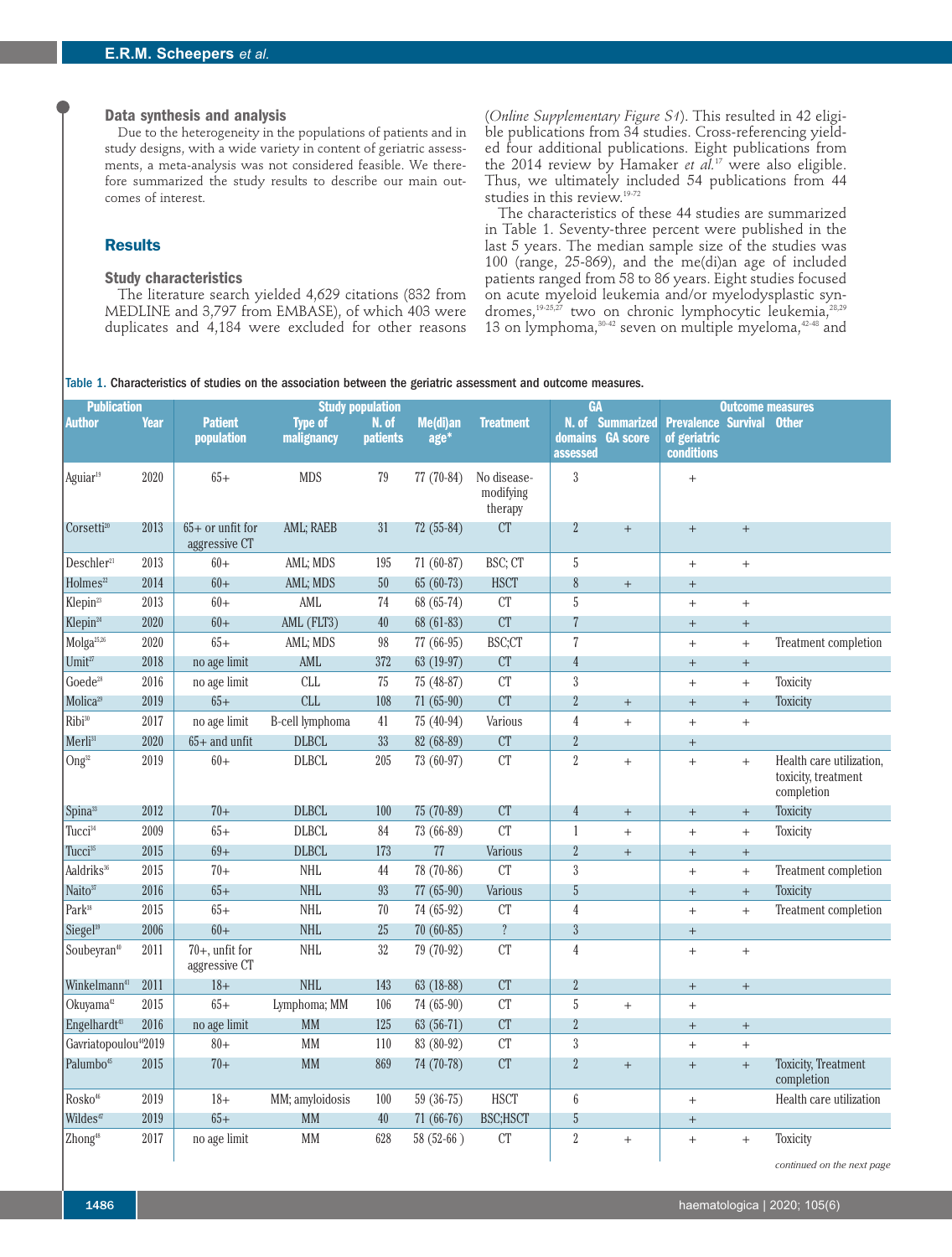### Data synthesis and analysis

Due to the heterogeneity in the populations of patients and in study designs, with a wide variety in content of geriatric assessments, a meta-analysis was not considered feasible. We therefore summarized the study results to describe our main outcomes of interest.

## Results

### Study characteristics

The literature search yielded 4,629 citations (832 from MEDLINE and 3,797 from EMBASE), of which 403 were duplicates and 4,184 were excluded for other reasons (*Online Supplementary Figure S1*). This resulted in 42 eligible publications from 34 studies. Cross-referencing yielded four additional publications. Eight publications from the 2014 review by Hamaker *et al.*[17] were also eligible. Thus, we ultimately included 54 publications from 44 studies in this review.[19-72]

The characteristics of these 44 studies are summarized in Table 1. Seventy-three percent were published in the last 5 years. The median sample size of the studies was 100 (range, 25-869), and the me(di)an age of included patients ranged from 58 to 86 years. Eight studies focused on acute myeloid leukemia and/or myelodysplastic syndromes,[19-25,27] two on chronic lymphocytic leukemia,[28,29] 13 on lymphoma,[30-42] seven on multiple myeloma,[42-48] and

Table 1. Characteristics of studies on the association between the geriatric assessment and outcome measures.

| Publication | | Study population | | | | | GA | | Outcome measures | | |
|---|---|---|---|---|---|---|---|---|---|---|---|
| Author | Year | Patient population | Type of malignancy | N. of patients | Me(di)an age* | Treatment | N. of domains assessed | Summarized GA score | Prevalence of geriatric conditions | Survival | Other |
| Aguiar[19] | 2020 | 65+ | MDS | 79 | 77 (70-84) | No disease-modifying therapy | 3 | | + | | |
| Corsetti[20] | 2013 | 65+ or unfit for aggressive CT | AML; RAEB | 31 | 72 (55-84) | CT | 2 | + | + | + | |
| Deschler[21] | 2013 | 60+ | AML; MDS | 195 | 71 (60-87) | BSC; CT | 5 | | + | + | |
| Holmes[22] | 2014 | 60+ | AML; MDS | 50 | 65 (60-73) | HSCT | 8 | + | + | | |
| Klepin[23] | 2013 | 60+ | AML | 74 | 68 (65-74) | CT | 5 | | + | + | |
| Klepin[24] | 2020 | 60+ | AML (FLT3) | 40 | 68 (61-83) | CT | 7 | | + | + | |
| Molga[25,26] | 2020 | 65+ | AML; MDS | 98 | 77 (66-95) | BSC;CT | 7 | | + | + | Treatment completion |
| Umit[27] | 2018 | no age limit | AML | 372 | 63 (19-97) | CT | 4 | | + | + | |
| Goede[28] | 2016 | no age limit | CLL | 75 | 75 (48-87) | CT | 3 | | + | + | Toxicity |
| Molica[29] | 2019 | 65+ | CLL | 108 | 71 (65-90) | CT | 2 | + | + | + | Toxicity |
| Ribi[30] | 2017 | no age limit | B-cell lymphoma | 41 | 75 (40-94) | Various | 4 | + | + | + | |
| Merli[31] | 2020 | 65+ and unfit | DLBCL | 33 | 82 (68-89) | CT | 2 | | + | | |
| Ong[32] | 2019 | 60+ | DLBCL | 205 | 73 (60-97) | CT | 2 | + | + | + | Health care utilization, toxicity, treatment completion |
| Spina[33] | 2012 | 70+ | DLBCL | 100 | 75 (70-89) | CT | 4 | + | + | + | Toxicity |
| Tucci[34] | 2009 | 65+ | DLBCL | 84 | 73 (66-89) | CT | 1 | + | + | + | Toxicity |
| Tucci[35] | 2015 | 69+ | DLBCL | 173 | 77 | Various | 2 | + | + | + | |
| Aaldriks[36] | 2015 | 70+ | NHL | 44 | 78 (70-86) | CT | 3 | | + | + | Treatment completion |
| Naito[37] | 2016 | 65+ | NHL | 93 | 77 (65-90) | Various | 5 | | + | + | Toxicity |
| Park[38] | 2015 | 65+ | NHL | 70 | 74 (65-92) | CT | 4 | | + | + | Treatment completion |
| Siegel[39] | 2006 | 60+ | NHL | 25 | 70 (60-85) | ? | 3 | | + | | |
| Soubeyran[40] | 2011 | 70+, unfit for aggressive CT | NHL | 32 | 79 (70-92) | CT | 4 | | + | + | |
| Winkelmann[41] | 2011 | 18+ | NHL | 143 | 63 (18-88) | CT | 2 | | + | + | |
| Okuyama[42] | 2015 | 65+ | Lymphoma; MM | 106 | 74 (65-90) | CT | 5 | + | + | | |
| Engelhardt[43] | 2016 | no age limit | MM | 125 | 63 (56-71) | CT | 2 | | + | + | |
| Gavriatopoulou[44] | 2019 | 80+ | MM | 110 | 83 (80-92) | CT | 3 | | + | + | |
| Palumbo[45] | 2015 | 70+ | MM | 869 | 74 (70-78) | CT | 2 | + | + | + | Toxicity, Treatment completion |
| Rosko[46] | 2019 | 18+ | MM; amyloidosis | 100 | 59 (36-75) | HSCT | 6 | | + | | Health care utilization |
| Wildes[47] | 2019 | 65+ | MM | 40 | 71 (66-76) | BSC;HSCT | 5 | | + | | |
| Zhong[48] | 2017 | no age limit | MM | 628 | 58 (52-66 ) | CT | 2 | + | + | + | Toxicity |

*continued on the next page*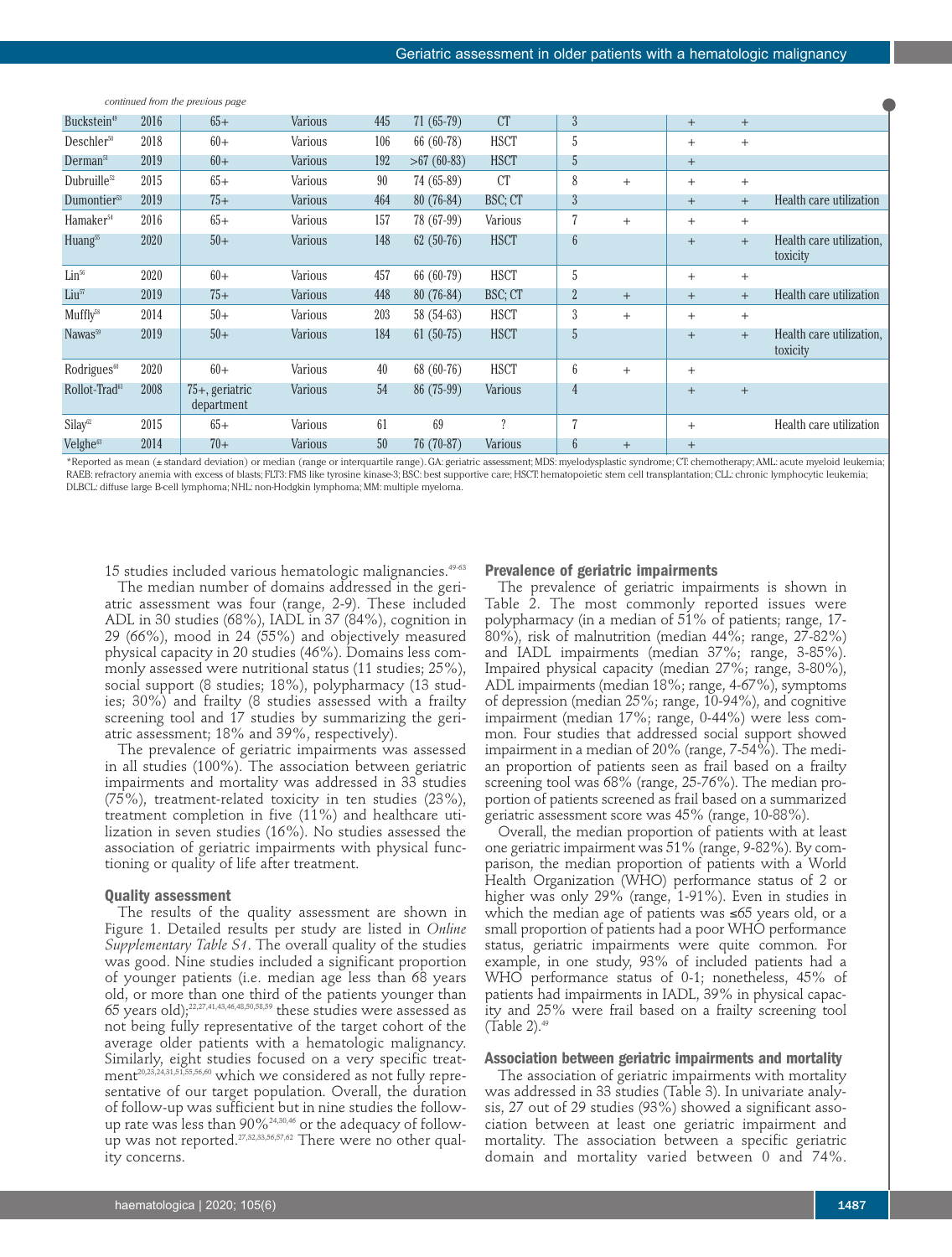*continued from the previous page*

| | | | | | | | | | | | |
|---|---|---|---|---|---|---|---|---|---|---|---|
| Buckstein[49] | 2016 | 65+ | Various | 445 | 71 (65-79) | CT | 3 | | + | + | |
| Deschler[50] | 2018 | 60+ | Various | 106 | 66 (60-78) | HSCT | 5 | | + | + | |
| Derman[51] | 2019 | 60+ | Various | 192 | >67 (60-83) | HSCT | 5 | | + | | |
| Dubruille[52] | 2015 | 65+ | Various | 90 | 74 (65-89) | CT | 8 | + | + | + | |
| Dumontier[53] | 2019 | 75+ | Various | 464 | 80 (76-84) | BSC; CT | 3 | | + | + | Health care utilization |
| Hamaker[54] | 2016 | 65+ | Various | 157 | 78 (67-99) | Various | 7 | + | + | + | |
| Huang[55] | 2020 | 50+ | Various | 148 | 62 (50-76) | HSCT | 6 | | + | + | Health care utilization, toxicity |
| Lin[56] | 2020 | 60+ | Various | 457 | 66 (60-79) | HSCT | 5 | | + | + | |
| Liu[57] | 2019 | 75+ | Various | 448 | 80 (76-84) | BSC; CT | 2 | + | + | + | Health care utilization |
| Muffly[58] | 2014 | 50+ | Various | 203 | 58 (54-63) | HSCT | 3 | + | + | + | |
| Nawas[59] | 2019 | 50+ | Various | 184 | 61 (50-75) | HSCT | 5 | | + | + | Health care utilization, toxicity |
| Rodrigues[60] | 2020 | 60+ | Various | 40 | 68 (60-76) | HSCT | 6 | + | + | | |
| Rollot-Trad[61] | 2008 | 75+, geriatric department | Various | 54 | 86 (75-99) | Various | 4 | | + | + | |
| Silay[62] | 2015 | 65+ | Various | 61 | 69 | ? | 7 | | + | | Health care utilization |
| Velghe[63] | 2014 | 70+ | Various | 50 | 76 (70-87) | Various | 6 | + | + | | |

*Reported as mean (± standard deviation) or median (range or interquartile range). GA: geriatric assessment; MDS: myelodysplastic syndrome; CT: chemotherapy; AML: acute myeloid leukemia; RAEB: refractory anemia with excess of blasts; FLT3: FMS like tyrosine kinase-3; BSC: best supportive care; HSCT: hematopoietic stem cell transplantation; CLL: chronic lymphocytic leukemia; DLBCL: diffuse large B-cell lymphoma; NHL: non-Hodgkin lymphoma; MM: multiple myeloma.

15 studies included various hematologic malignancies.[49-63]

The median number of domains addressed in the geriatric assessment was four (range, 2-9). These included ADL in 30 studies (68%), IADL in 37 (84%), cognition in 29 (66%), mood in 24 (55%) and objectively measured physical capacity in 20 studies (46%). Domains less commonly assessed were nutritional status (11 studies; 25%), social support (8 studies; 18%), polypharmacy (13 studies; 30%) and frailty (8 studies assessed with a frailty screening tool and 17 studies by summarizing the geriatric assessment; 18% and 39%, respectively).

The prevalence of geriatric impairments was assessed in all studies (100%). The association between geriatric impairments and mortality was addressed in 33 studies (75%), treatment-related toxicity in ten studies (23%), treatment completion in five (11%) and healthcare utilization in seven studies (16%). No studies assessed the association of geriatric impairments with physical functioning or quality of life after treatment.

### Quality assessment

The results of the quality assessment are shown in Figure 1. Detailed results per study are listed in *Online Supplementary Table S1*. The overall quality of the studies was good. Nine studies included a significant proportion of younger patients (i.e. median age less than 68 years old, or more than one third of the patients younger than 65 years old);[22,27,41,43,46,48,50,58,59] these studies were assessed as not being fully representative of the target cohort of the average older patients with a hematologic malignancy. Similarly, eight studies focused on a very specific treatment[20,23,24,31,51,55,56,60] which we considered as not fully representative of our target population. Overall, the duration of follow-up was sufficient but in nine studies the follow-up rate was less than 90%[24,30,46] or the adequacy of follow-up was not reported.[27,32,33,56,57,62] There were no other quality concerns.

### Prevalence of geriatric impairments

The prevalence of geriatric impairments is shown in Table 2. The most commonly reported issues were polypharmacy (in a median of 51% of patients; range, 17-80%), risk of malnutrition (median 44%; range, 27-82%) and IADL impairments (median 37%; range, 3-85%). Impaired physical capacity (median 27%; range, 3-80%), ADL impairments (median 18%; range, 4-67%), symptoms of depression (median 25%; range, 10-94%), and cognitive impairment (median 17%; range, 0-44%) were less common. Four studies that addressed social support showed impairment in a median of 20% (range, 7-54%). The median proportion of patients seen as frail based on a frailty screening tool was 68% (range, 25-76%). The median proportion of patients screened as frail based on a summarized geriatric assessment score was 45% (range, 10-88%).

Overall, the median proportion of patients with at least one geriatric impairment was 51% (range, 9-82%). By comparison, the median proportion of patients with a World Health Organization (WHO) performance status of 2 or higher was only 29% (range, 1-91%). Even in studies in which the median age of patients was ≤65 years old, or a small proportion of patients had a poor WHO performance status, geriatric impairments were quite common. For example, in one study, 93% of included patients had a WHO performance status of 0-1; nonetheless, 45% of patients had impairments in IADL, 39% in physical capacity and 25% were frail based on a frailty screening tool (Table 2).[49]

### Association between geriatric impairments and mortality

The association of geriatric impairments with mortality was addressed in 33 studies (Table 3). In univariate analysis, 27 out of 29 studies (93%) showed a significant association between at least one geriatric impairment and mortality. The association between a specific geriatric domain and mortality varied between 0 and 74%.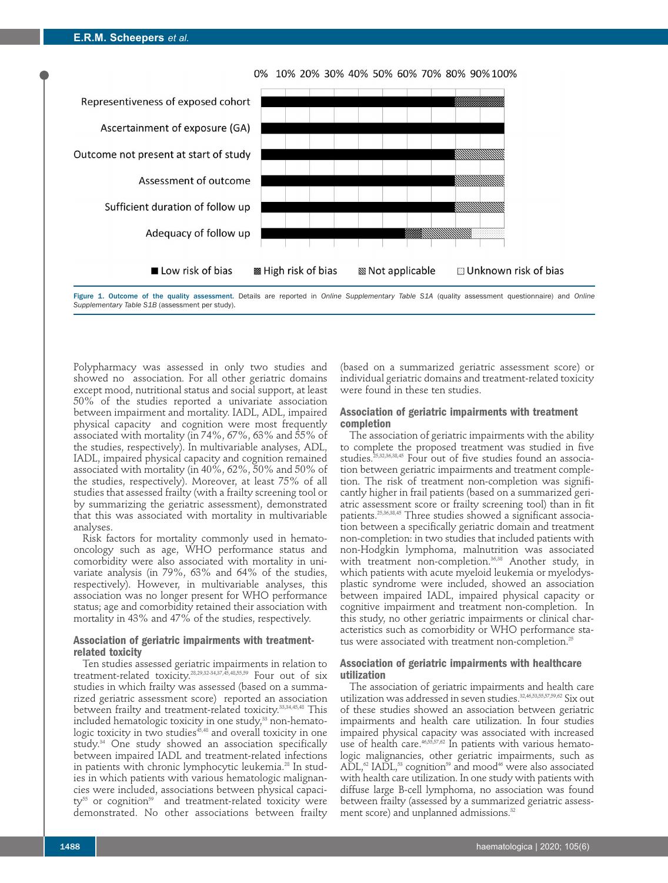Figure 1. Outcome of the quality assessment. Details are reported in *Online Supplementary Table S1A* (quality assessment questionnaire) and *Online Supplementary Table S1B* (assessment per study).

Polypharmacy was assessed in only two studies and showed no association. For all other geriatric domains except mood, nutritional status and social support, at least 50% of the studies reported a univariate association between impairment and mortality. IADL, ADL, impaired physical capacity and cognition were most frequently associated with mortality (in 74%, 67%, 63% and 55% of the studies, respectively). In multivariable analyses, ADL, IADL, impaired physical capacity and cognition remained associated with mortality (in 40%, 62%, 50% and 50% of the studies, respectively). Moreover, at least 75% of all studies that assessed frailty (with a frailty screening tool or by summarizing the geriatric assessment), demonstrated that this was associated with mortality in multivariable analyses.

Risk factors for mortality commonly used in hemato-oncology such as age, WHO performance status and comorbidity were also associated with mortality in univariate analysis (in 79%, 63% and 64% of the studies, respectively). However, in multivariable analyses, this association was no longer present for WHO performance status; age and comorbidity retained their association with mortality in 43% and 47% of the studies, respectively.

### Association of geriatric impairments with treatment-related toxicity

Ten studies assessed geriatric impairments in relation to treatment-related toxicity.[28,29,32-34,37,45,48,55,59] Four out of six studies in which frailty was assessed (based on a summarized geriatric assessment score) reported an association between frailty and treatment-related toxicity.[33,34,45,48] This included hematologic toxicity in one study,[33] non-hematologic toxicity in two studies[45,48] and overall toxicity in one study.[34] One study showed an association between impaired IADL and treatment-related infections in patients with chronic lymphocytic leukemia.[28] In studies in which patients with various hematologic malignancies were included, associations between physical capacity[55] or cognition[59] and treatment-related toxicity were demonstrated. No other associations between frailty (based on a summarized geriatric assessment score) or individual geriatric domains and treatment-related toxicity were found in these ten studies.

### Association of geriatric impairments with treatment completion

The association of geriatric impairments with the ability to complete the proposed treatment was studied in five studies.[25,32,36,38,45] Four out of five studies found an association between geriatric impairments and treatment completion. The risk of treatment non-completion was significantly higher in frail patients (based on a summarized geriatric assessment score or frailty screening tool) than in fit patients.[25,36,38,45] Three studies showed a significant association between a specifically geriatric domain and treatment non-completion: in two studies that included patients with non-Hodgkin lymphoma, malnutrition was associated with treatment non-completion.[36,38] Another study, in which patients with acute myeloid leukemia or myelodysplastic syndrome were included, showed an association between impaired IADL, impaired physical capacity or cognitive impairment and treatment non-completion. In this study, no other geriatric impairments or clinical characteristics such as comorbidity or WHO performance status were associated with treatment non-completion.[25]

### Association of geriatric impairments with healthcare utilization

The association of geriatric impairments and health care utilization was addressed in seven studies.[32,46,53,55,57,59,62] Six out of these studies showed an association between geriatric impairments and health care utilization. In four studies impaired physical capacity was associated with increased use of health care.[46,55,57,62] In patients with various hematologic malignancies, other geriatric impairments, such as ADL,[62] IADL,[53] cognition[59] and mood[46] were also associated with health care utilization. In one study with patients with diffuse large B-cell lymphoma, no association was found between frailty (assessed by a summarized geriatric assessment score) and unplanned admissions.[32]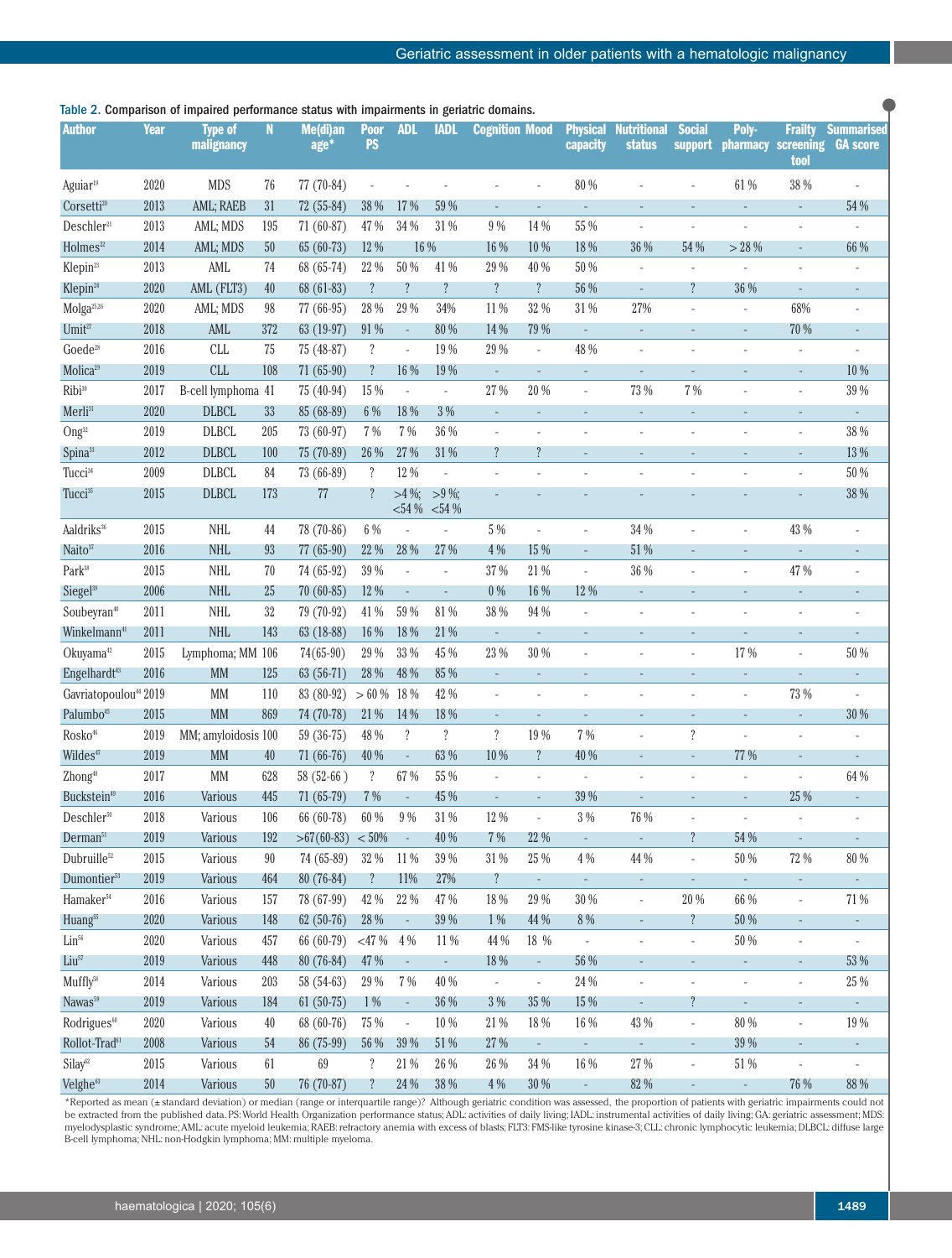Table 2. Comparison of impaired performance status with impairments in geriatric domains.

| Author | Year | Type of malignancy | N | Me(di)an age* | Poor PS | ADL | IADL | Cognition | Mood | Physical capacity | Nutritional status | Social support | Poly-pharmacy | Frailty screening tool | Summarised GA score |
|---|---|---|---|---|---|---|---|---|---|---|---|---|---|---|---|
| Aguiar[19] | 2020 | MDS | 76 | 77 (70-84) | - | - | - | - | - | 80 % | - | - | 61 % | 38 % | - |
| Corsetti[20] | 2013 | AML; RAEB | 31 | 72 (55-84) | 38 % | 17 % | 59 % | - | - | - | - | - | - | - | 54 % |
| Deschler[21] | 2013 | AML; MDS | 195 | 71 (60-87) | 47 % | 34 % | 31 % | 9 % | 14 % | 55 % | - | - | - | - | - |
| Holmes[22] | 2014 | AML; MDS | 50 | 65 (60-73) | 12 % | 16 % | | 16 % | 10 % | 18 % | 36 % | 54 % | > 28 % | - | 66 % |
| Klepin[23] | 2013 | AML | 74 | 68 (65-74) | 22 % | 50 % | 41 % | 29 % | 40 % | 50 % | - | - | - | - | - |
| Klepin[24] | 2020 | AML (FLT3) | 40 | 68 (61-83) | ? | ? | ? | ? | ? | 56 % | - | ? | 36 % | - | - |
| Molga[25,26] | 2020 | AML; MDS | 98 | 77 (66-95) | 28 % | 29 % | 34% | 11 % | 32 % | 31 % | 27% | - | - | 68% | - |
| Umit[27] | 2018 | AML | 372 | 63 (19-97) | 91 % | - | 80 % | 14 % | 79 % | - | - | - | - | 70 % | - |
| Goede[28] | 2016 | CLL | 75 | 75 (48-87) | ? | - | 19 % | 29 % | - | 48 % | - | - | - | - | - |
| Molica[29] | 2019 | CLL | 108 | 71 (65-90) | ? | 16 % | 19 % | - | - | - | - | - | - | - | 10 % |
| Ribi[30] | 2017 | B-cell lymphoma | 41 | 75 (40-94) | 15 % | - | - | 27 % | 20 % | - | 73 % | 7 % | - | - | 39 % |
| Merli[31] | 2020 | DLBCL | 33 | 85 (68-89) | 6 % | 18 % | 3 % | - | - | - | - | - | - | - | - |
| Ong[32] | 2019 | DLBCL | 205 | 73 (60-97) | 7 % | 7 % | 36 % | - | - | - | - | - | - | - | 38 % |
| Spina[33] | 2012 | DLBCL | 100 | 75 (70-89) | 26 % | 27 % | 31 % | ? | ? | - | - | - | - | - | 13 % |
| Tucci[34] | 2009 | DLBCL | 84 | 73 (66-89) | ? | 12 % | - | - | - | - | - | - | - | - | 50 % |
| Tucci[35] | 2015 | DLBCL | 173 | 77 | ? | >4 %; <54 % | >9 %; <54 % | - | - | - | - | - | - | - | 38 % |
| Aaldriks[36] | 2015 | NHL | 44 | 78 (70-86) | 6 % | - | - | 5 % | - | - | 34 % | - | - | 43 % | - |
| Naito[37] | 2016 | NHL | 93 | 77 (65-90) | 22 % | 28 % | 27 % | 4 % | 15 % | - | 51 % | - | - | - | - |
| Park[38] | 2015 | NHL | 70 | 74 (65-92) | 39 % | - | - | 37 % | 21 % | - | 36 % | - | - | 47 % | - |
| Siegel[39] | 2006 | NHL | 25 | 70 (60-85) | 12 % | - | - | 0 % | 16 % | 12 % | - | - | - | - | - |
| Soubeyran[40] | 2011 | NHL | 32 | 79 (70-92) | 41 % | 59 % | 81 % | 38 % | 94 % | - | - | - | - | - | - |
| Winkelmann[41] | 2011 | NHL | 143 | 63 (18-88) | 16 % | 18 % | 21 % | - | - | - | - | - | - | - | - |
| Okuyama[42] | 2015 | Lymphoma; MM | 106 | 74(65-90) | 29 % | 33 % | 45 % | 23 % | 30 % | - | - | - | 17 % | - | 50 % |
| Engelhardt[43] | 2016 | MM | 125 | 63 (56-71) | 28 % | 48 % | 85 % | - | - | - | - | - | - | - | - |
| Gavriatopoulou[44] | 2019 | MM | 110 | 83 (80-92) | > 60 % | 18 % | 42 % | - | - | - | - | - | - | 73 % | - |
| Palumbo[45] | 2015 | MM | 869 | 74 (70-78) | 21 % | 14 % | 18 % | - | - | - | - | - | - | - | 30 % |
| Rosko[46] | 2019 | MM; amyloidosis | 100 | 59 (36-75) | 48 % | ? | ? | ? | 19 % | 7 % | - | ? | - | - | - |
| Wildes[47] | 2019 | MM | 40 | 71 (66-76) | 40 % | - | 63 % | 10 % | ? | 40 % | - | - | 77 % | - | - |
| Zhong[48] | 2017 | MM | 628 | 58 (52-66 ) | ? | 67 % | 55 % | - | - | - | - | - | - | - | 64 % |
| Buckstein[49] | 2016 | Various | 445 | 71 (65-79) | 7 % | - | 45 % | - | - | 39 % | - | - | - | 25 % | - |
| Deschler[50] | 2018 | Various | 106 | 66 (60-78) | 60 % | 9 % | 31 % | 12 % | - | 3 % | 76 % | - | - | - | - |
| Derman[51] | 2019 | Various | 192 | >67(60-83) | < 50% | - | 40 % | 7 % | 22 % | - | - | ? | 54 % | - | - |
| Dubruille[52] | 2015 | Various | 90 | 74 (65-89) | 32 % | 11 % | 39 % | 31 % | 25 % | 4 % | 44 % | - | 50 % | 72 % | 80 % |
| Dumontier[53] | 2019 | Various | 464 | 80 (76-84) | ? | 11% | 27% | ? | - | - | - | - | - | - | - |
| Hamaker[54] | 2016 | Various | 157 | 78 (67-99) | 42 % | 22 % | 47 % | 18 % | 29 % | 30 % | - | 20 % | 66 % | - | 71 % |
| Huang[55] | 2020 | Various | 148 | 62 (50-76) | 28 % | - | 39 % | 1 % | 44 % | 8 % | - | ? | 50 % | - | - |
| Lin[56] | 2020 | Various | 457 | 66 (60-79) | <47 % | 4 % | 11 % | 44 % | 18 % | - | - | - | 50 % | - | - |
| Liu[57] | 2019 | Various | 448 | 80 (76-84) | 47 % | - | - | 18 % | - | 56 % | - | - | - | - | 53 % |
| Muffly[58] | 2014 | Various | 203 | 58 (54-63) | 29 % | 7 % | 40 % | - | - | 24 % | - | - | - | - | 25 % |
| Nawas[59] | 2019 | Various | 184 | 61 (50-75) | 1 % | - | 36 % | 3 % | 35 % | 15 % | - | ? | - | - | - |
| Rodrigues[60] | 2020 | Various | 40 | 68 (60-76) | 75 % | - | 10 % | 21 % | 18 % | 16 % | 43 % | - | 80 % | - | 19 % |
| Rollot-Trad[61] | 2008 | Various | 54 | 86 (75-99) | 56 % | 39 % | 51 % | 27 % | - | - | - | - | 39 % | - | - |
| Silay[62] | 2015 | Various | 61 | 69 | ? | 21 % | 26 % | 26 % | 34 % | 16 % | 27 % | - | 51 % | - | - |
| Velghe[63] | 2014 | Various | 50 | 76 (70-87) | ? | 24 % | 38 % | 4 % | 30 % | - | 82 % | - | - | 76 % | 88 % |

*Reported as mean (± standard deviation) or median (range or interquartile range)? Although geriatric condition was assessed, the proportion of patients with geriatric impairments could not be extracted from the published data. PS: World Health Organization performance status; ADL: activities of daily living; IADL: instrumental activities of daily living; GA: geriatric assessment; MDS: myelodysplastic syndrome; AML: acute myeloid leukemia; RAEB: refractory anemia with excess of blasts; FLT3: FMS-like tyrosine kinase-3; CLL: chronic lymphocytic leukemia; DLBCL: diffuse large B-cell lymphoma; NHL: non-Hodgkin lymphoma; MM: multiple myeloma.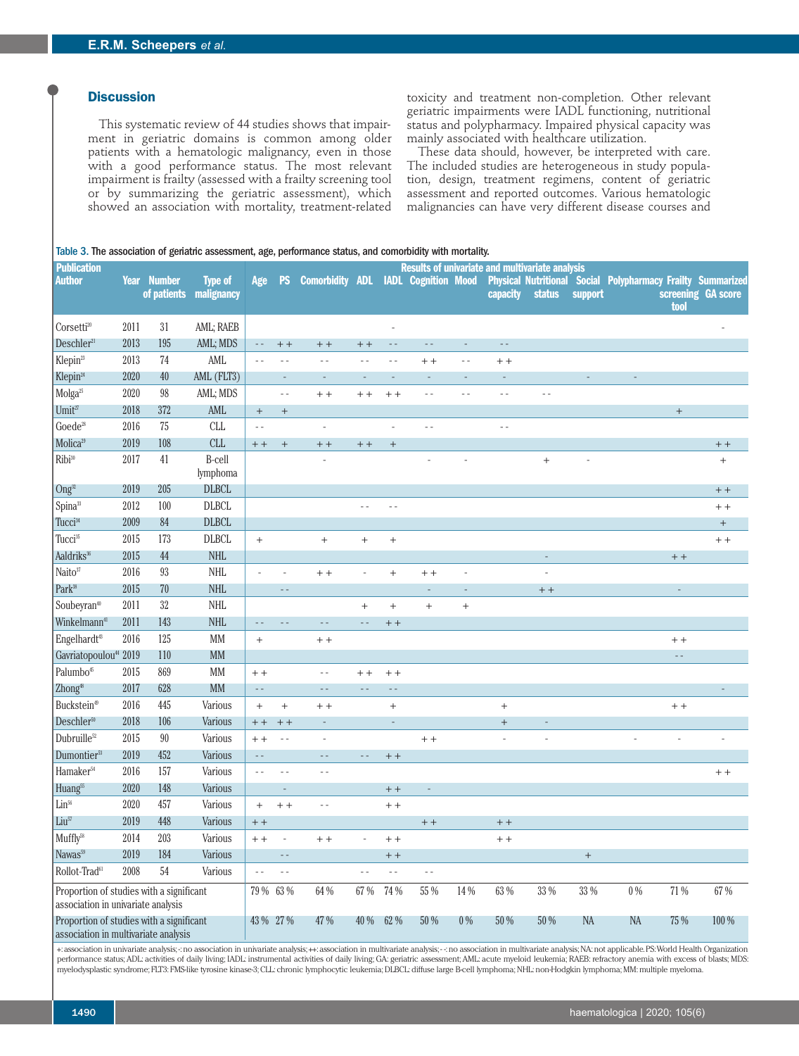## Discussion

This systematic review of 44 studies shows that impairment in geriatric domains is common among older patients with a hematologic malignancy, even in those with a good performance status. The most relevant impairment is frailty (assessed with a frailty screening tool or by summarizing the geriatric assessment), which showed an association with mortality, treatment-related toxicity and treatment non-completion. Other relevant geriatric impairments were IADL functioning, nutritional status and polypharmacy. Impaired physical capacity was mainly associated with healthcare utilization.

These data should, however, be interpreted with care. The included studies are heterogeneous in study population, design, treatment regimens, content of geriatric assessment and reported outcomes. Various hematologic malignancies can have very different disease courses and

Table 3. The association of geriatric assessment, age, performance status, and comorbidity with mortality.

| Publication Author | Year | Number of patients | Type of malignancy | Results of univariate and multivariate analysis: Age | PS | Comorbidity | ADL | IADL | Cognition | Mood | Physical capacity | Nutritional status | Social support | Polypharmacy | Frailty screening tool | Summarized GA score |
|---|---|---|---|---|---|---|---|---|---|---|---|---|---|---|---|---|
| Corsetti[20] | 2011 | 31 | AML; RAEB | | | | | - | | | | | | | | - |
| Deschler[21] | 2013 | 195 | AML; MDS | - - | ++ | ++ | ++ | - - | - - | - | - - | | | | | |
| Klepin[23] | 2013 | 74 | AML | - - | - - | - - | - - | - - | ++ | - - | ++ | | | | | |
| Klepin[24] | 2020 | 40 | AML (FLT3) | | - | - | - | - | - | - | - | | - | - | | |
| Molga[25] | 2020 | 98 | AML; MDS | | - - | ++ | ++ | ++ | - - | - - | - - | - - | | | | |
| Umit[27] | 2018 | 372 | AML | + | + | | | | | | | | | | + | |
| Goede[28] | 2016 | 75 | CLL | - - | | - | | - | - - | | - - | | | | | |
| Molica[29] | 2019 | 108 | CLL | ++ | + | ++ | ++ | + | | | | | | | | ++ |
| Ribi[30] | 2017 | 41 | B-cell lymphoma | | | - | | | - | - | | + | - | | | + |
| Ong[32] | 2019 | 205 | DLBCL | | | | | | | | | | | | | ++ |
| Spina[33] | 2012 | 100 | DLBCL | | | | - - | - - | | | | | | | | ++ |
| Tucci[34] | 2009 | 84 | DLBCL | | | | | | | | | | | | | + |
| Tucci[35] | 2015 | 173 | DLBCL | + | | + | + | + | | | | | | | | ++ |
| Aaldriks[36] | 2015 | 44 | NHL | | | | | | | | | - | | | ++ | |
| Naito[37] | 2016 | 93 | NHL | - | - | ++ | - | + | ++ | - | | - | | | | |
| Park[38] | 2015 | 70 | NHL | | - - | | | | - | - | | ++ | | | - | |
| Soubeyran[40] | 2011 | 32 | NHL | | | | + | + | + | + | | | | | | |
| Winkelmann[41] | 2011 | 143 | NHL | - - | - - | - - | - - | ++ | | | | | | | | |
| Engelhardt[43] | 2016 | 125 | MM | + | | ++ | | | | | | | | | ++ | |
| Gavriatopoulou[44] | 2019 | 110 | MM | | | | | | | | | | | | - - | |
| Palumbo[45] | 2015 | 869 | MM | ++ | | - - | ++ | ++ | | | | | | | | |
| Zhong[48] | 2017 | 628 | MM | - - | | - - | - - | - - | | | | | | | | - |
| Buckstein[49] | 2016 | 445 | Various | + | + | ++ | | + | | | + | | | | ++ | |
| Deschler[50] | 2018 | 106 | Various | ++ | ++ | - | | - | | | + | - | | | | |
| Dubruille[52] | 2015 | 90 | Various | ++ | - - | - | | | ++ | | - | - | | - | - | - |
| Dumontier[53] | 2019 | 452 | Various | - - | | - - | - - | ++ | | | | | | | | |
| Hamaker[54] | 2016 | 157 | Various | - - | - - | - - | | | | | | | | | | ++ |
| Huang[55] | 2020 | 148 | Various | | - | | | ++ | - | | | | | | | |
| Lin[56] | 2020 | 457 | Various | + | ++ | - - | | ++ | | | | | | | | |
| Liu[57] | 2019 | 448 | Various | ++ | | | | | ++ | | ++ | | | | | |
| Muffly[58] | 2014 | 203 | Various | ++ | - | ++ | - | ++ | | | ++ | | | | | |
| Nawas[59] | 2019 | 184 | Various | | - - | | | ++ | | | | | + | | | |
| Rollot-Trad[61] | 2008 | 54 | Various | - - | - - | | - - | - - | - - | | | | | | | |
| Proportion of studies with a significant association in univariate analysis | | | | 79 % | 63 % | 64 % | 67 % | 74 % | 55 % | 14 % | 63 % | 33 % | 33 % | 0 % | 71 % | 67 % |
| Proportion of studies with a significant association in multivariate analysis | | | | 43 % | 27 % | 47 % | 40 % | 62 % | 50 % | 0 % | 50 % | 50 % | NA | NA | 75 % | 100 % |

+: association in univariate analysis; -: no association in univariate analysis; ++: association in multivariate analysis; - -: no association in multivariate analysis; NA: not applicable. PS: World Health Organization performance status; ADL: activities of daily living; IADL: instrumental activities of daily living; GA: geriatric assessment; AML: acute myeloid leukemia; RAEB: refractory anemia with excess of blasts; MDS: myelodysplastic syndrome; FLT3: FMS-like tyrosine kinase-3; CLL: chronic lymphocytic leukemia; DLBCL: diffuse large B-cell lymphoma; NHL: non-Hodgkin lymphoma; MM: multiple myeloma.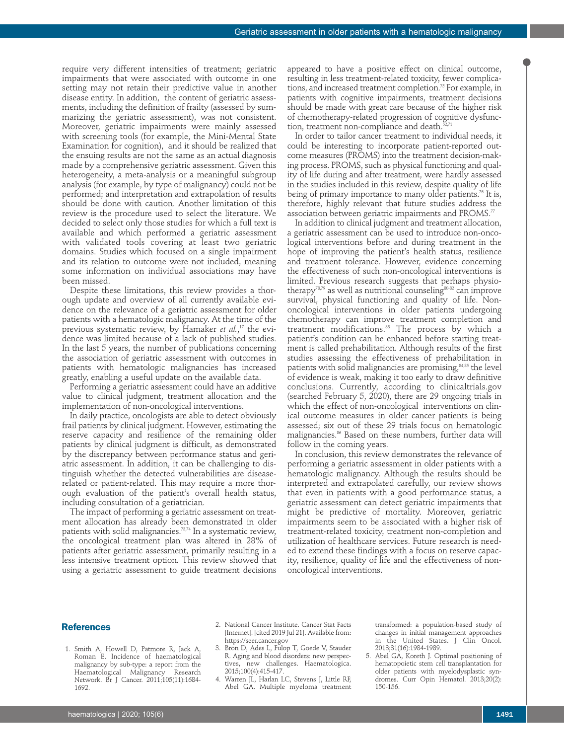require very different intensities of treatment; geriatric impairments that were associated with outcome in one setting may not retain their predictive value in another disease entity. In addition, the content of geriatric assessments, including the definition of frailty (assessed by summarizing the geriatric assessment), was not consistent. Moreover, geriatric impairments were mainly assessed with screening tools (for example, the Mini-Mental State Examination for cognition), and it should be realized that the ensuing results are not the same as an actual diagnosis made by a comprehensive geriatric assessment. Given this heterogeneity, a meta-analysis or a meaningful subgroup analysis (for example, by type of malignancy) could not be performed; and interpretation and extrapolation of results should be done with caution. Another limitation of this review is the procedure used to select the literature. We decided to select only those studies for which a full text is available and which performed a geriatric assessment with validated tools covering at least two geriatric domains. Studies which focused on a single impairment and its relation to outcome were not included, meaning some information on individual associations may have been missed.

Despite these limitations, this review provides a thorough update and overview of all currently available evidence on the relevance of a geriatric assessment for older patients with a hematologic malignancy. At the time of the previous systematic review, by Hamaker *et al.*,[17] the evidence was limited because of a lack of published studies. In the last 5 years, the number of publications concerning the association of geriatric assessment with outcomes in patients with hematologic malignancies has increased greatly, enabling a useful update on the available data.

Performing a geriatric assessment could have an additive value to clinical judgment, treatment allocation and the implementation of non-oncological interventions.

In daily practice, oncologists are able to detect obviously frail patients by clinical judgment. However, estimating the reserve capacity and resilience of the remaining older patients by clinical judgment is difficult, as demonstrated by the discrepancy between performance status and geriatric assessment. In addition, it can be challenging to distinguish whether the detected vulnerabilities are disease-related or patient-related. This may require a more thorough evaluation of the patient's overall health status, including consultation of a geriatrician.

The impact of performing a geriatric assessment on treatment allocation has already been demonstrated in older patients with solid malignancies.[73,74] In a systematic review, the oncological treatment plan was altered in 28% of patients after geriatric assessment, primarily resulting in a less intensive treatment option. This review showed that using a geriatric assessment to guide treatment decisions appeared to have a positive effect on clinical outcome, resulting in less treatment-related toxicity, fewer complications, and increased treatment completion.[75] For example, in patients with cognitive impairments, treatment decisions should be made with great care because of the higher risk of chemotherapy-related progression of cognitive dysfunction, treatment non-compliance and death.[52,71]

In order to tailor cancer treatment to individual needs, it could be interesting to incorporate patient-reported outcome measures (PROMS) into the treatment decision-making process. PROMS, such as physical functioning and quality of life during and after treatment, were hardly assessed in the studies included in this review, despite quality of life being of primary importance to many older patients.[76] It is, therefore, highly relevant that future studies address the association between geriatric impairments and PROMS.[77]

In addition to clinical judgment and treatment allocation, a geriatric assessment can be used to introduce non-oncological interventions before and during treatment in the hope of improving the patient's health status, resilience and treatment tolerance. However, evidence concerning the effectiveness of such non-oncological interventions is limited. Previous research suggests that perhaps physiotherapy[78,79] as well as nutritional counseling[80-82] can improve survival, physical functioning and quality of life. Non-oncological interventions in older patients undergoing chemotherapy can improve treatment completion and treatment modifications.[83] The process by which a patient's condition can be enhanced before starting treatment is called prehabilitation. Although results of the first studies assessing the effectiveness of prehabilitation in patients with solid malignancies are promising,[84,85] the level of evidence is weak, making it too early to draw definitive conclusions. Currently, according to clinicaltrials.gov (searched February 5, 2020), there are 29 ongoing trials in which the effect of non-oncological interventions on clinical outcome measures in older cancer patients is being assessed; six out of these 29 trials focus on hematologic malignancies.[86] Based on these numbers, further data will follow in the coming years.

In conclusion, this review demonstrates the relevance of performing a geriatric assessment in older patients with a hematologic malignancy. Although the results should be interpreted and extrapolated carefully, our review shows that even in patients with a good performance status, a geriatric assessment can detect geriatric impairments that might be predictive of mortality. Moreover, geriatric impairments seem to be associated with a higher risk of treatment-related toxicity, treatment non-completion and utilization of healthcare services. Future research is needed to extend these findings with a focus on reserve capacity, resilience, quality of life and the effectiveness of non-oncological interventions.

## References

1. Smith A, Howell D, Patmore R, Jack A, Roman E. Incidence of haematological malignancy by sub-type: a report from the Haematological Malignancy Research Network. Br J Cancer. 2011;105(11):1684-1692.
2. National Cancer Institute. Cancer Stat Facts [Internet]. [cited 2019 Jul 21]. Available from: https://seer.cancer.gov
3. Bron D, Ades L, Fulop T, Goede V, Stauder R. Aging and blood disorders: new perspectives, new challenges. Haematologica. 2015;100(4):415-417.
4. Warren JL, Harlan LC, Stevens J, Little RF, Abel GA. Multiple myeloma treatment transformed: a population-based study of changes in initial management approaches in the United States. J Clin Oncol. 2013;31(16):1984-1989.
5. Abel GA, Koreth J. Optimal positioning of hematopoietic stem cell transplantation for older patients with myelodysplastic syndromes. Curr Opin Hematol. 2013;20(2):150-156.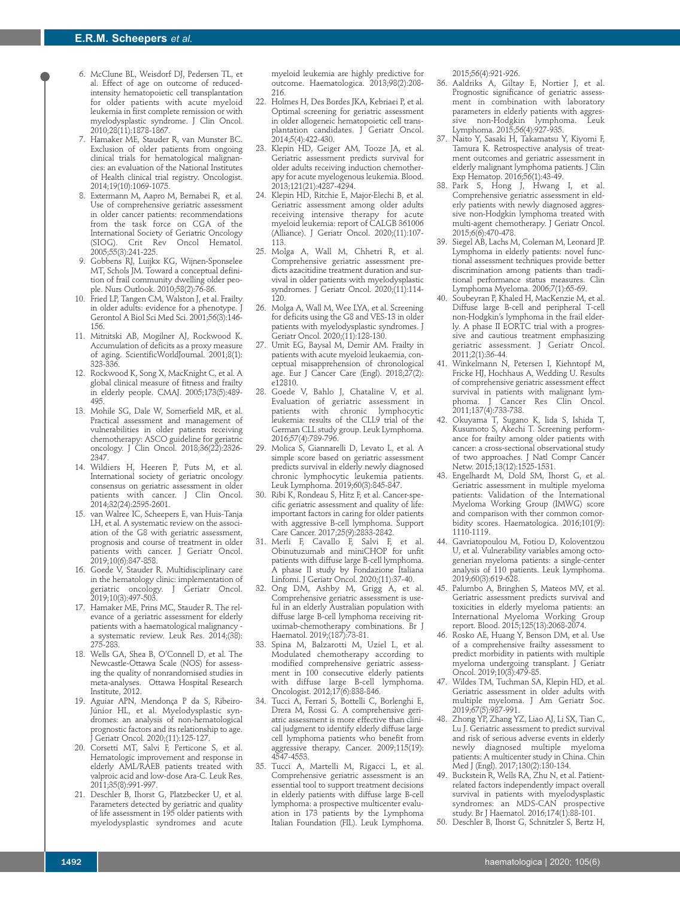6. McClune BL, Weisdorf DJ, Pedersen TL, et al. Effect of age on outcome of reduced-intensity hematopoietic cell transplantation for older patients with acute myeloid leukemia in first complete remission or with myelodysplastic syndrome. J Clin Oncol. 2010;28(11):1878-1867.
7. Hamaker ME, Stauder R, van Munster BC. Exclusion of older patients from ongoing clinical trials for hematological malignancies: an evaluation of the National Institutes of Health clinical trial registry. Oncologist. 2014;19(10):1069-1075.
8. Extermann M, Aapro M, Bernabei R, et al. Use of comprehensive geriatric assessment in older cancer patients: recommendations from the task force on CGA of the International Society of Geriatric Oncology (SIOG). Crit Rev Oncol Hematol. 2005;55(3):241-225.
9. Gobbens RJ, Luijkx KG, Wijnen-Sponselee MT, Schols JM. Toward a conceptual definition of frail community dwelling older people. Nurs Outlook. 2010;58(2):76-86.
10. Fried LP, Tangen CM, Walston J, et al. Frailty in older adults: evidence for a phenotype. J Gerontol A Biol Sci Med Sci. 2001;56(3):146-156.
11. Mitnitski AB, Mogilner AJ, Rockwood K. Accumulation of deficits as a proxy measure of aging. ScientificWorldJournal. 2001;8(1):323-336.
12. Rockwood K, Song X, MacKnight C, et al. A global clinical measure of fitness and frailty in elderly people. CMAJ. 2005;173(5):489-495.
13. Mohile SG, Dale W, Somerfield MR, et al. Practical assessment and management of vulnerabilities in older patients receiving chemotherapy: ASCO guideline for geriatric oncology. J Clin Oncol. 2018;36(22):2326-2347.
14. Wildiers H, Heeren P, Puts M, et al. International society of geriatric oncology consensus on geriatric assessment in older patients with cancer. J Clin Oncol. 2014;32(24):2595-2601.
15. van Walree IC, Scheepers E, van Huis-Tanja LH, et al. A systematic review on the association of the G8 with geriatric assessment, prognosis and course of treatment in older patients with cancer. J Geriatr Oncol. 2019;10(6):847-858.
16. Goede V, Stauder R. Multidisciplinary care in the hematology clinic: implementation of geriatric oncology. J Geriatr Oncol. 2019;10(3):497-503.
17. Hamaker ME, Prins MC, Stauder R. The relevance of a geriatric assessment for elderly patients with a haematological malignancy - a systematic review. Leuk Res. 2014;(38):275-283.
18. Wells GA, Shea B, O'Connell D, et al. The Newcastle-Ottawa Scale (NOS) for assessing the quality of nonrandomised studies in meta-analyses. Ottawa Hospital Research Institute, 2012.
19. Aguiar APN, Mendonça P da S, Ribeiro-Júnior HL, et al. Myelodysplastic syndromes: an analysis of non-hematological prognostic factors and its relationship to age. J Geriatr Oncol. 2020;(11):125-127.
20. Corsetti MT, Salvi F, Perticone S, et al. Hematologic improvement and response in elderly AML/RAEB patients treated with valproic acid and low-dose Ara-C. Leuk Res. 2011;35(8):991-997.
21. Deschler B, Ihorst G, Platzbecker U, et al. Parameters detected by geriatric and quality of life assessment in 195 older patients with myelodysplastic syndromes and acute myeloid leukemia are highly predictive for outcome. Haematologica. 2013;98(2):208-216.
22. Holmes H, Des Bordes JKA, Kebriaei P, et al. Optimal screening for geriatric assessment in older allogeneic hematopoietic cell transplantation candidates. J Geriatr Oncol. 2014;5(4):422-430.
23. Klepin HD, Geiger AM, Tooze JA, et al. Geriatric assessment predicts survival for older adults receiving induction chemotherapy for acute myelogenous leukemia. Blood. 2013;121(21):4287-4294.
24. Klepin HD, Ritchie E, Major-Elechi B, et al. Geriatric assessment among older adults receiving intensive therapy for acute myeloid leukemia: report of CALGB 361006 (Alliance). J Geriatr Oncol. 2020;(11):107-113.
25. Molga A, Wall M, Chhetri R, et al. Comprehensive geriatric assessment predicts azacitidine treatment duration and survival in older patients with myelodysplastic syndromes. J Geriatr Oncol. 2020;(11):114-120.
26. Molga A, Wall M, Wee LYA, et al. Screening for deficits using the G8 and VES-13 in older patients with myelodysplastic syndromes. J Geriatr Oncol. 2020;(11):128-130.
27. Umit EG, Baysal M, Demir AM. Frailty in patients with acute myeloid leukaemia, conceptual misapprehension of chronological age. Eur J Cancer Care (Engl). 2018;27(2):e12810.
28. Goede V, Bahlo J, Chataline V, et al. Evaluation of geriatric assessment in patients with chronic lymphocytic leukemia: results of the CLL9 trial of the German CLL study group. Leuk Lymphoma. 2016;57(4):789-796.
29. Molica S, Giannarelli D, Levato L, et al. A simple score based on geriatric assessment predicts survival in elderly newly diagnosed chronic lymphocytic leukemia patients. Leuk Lymphoma. 2019;60(3):845-847.
30. Ribi K, Rondeau S, Hitz F, et al. Cancer-specific geriatric assessment and quality of life: important factors in caring for older patients with aggressive B-cell lymphoma. Support Care Cancer. 2017;25(9):2833-2842.
31. Merli F, Cavallo F, Salvi F, et al. Obinutuzumab and miniCHOP for unfit patients with diffuse large B-cell lymphoma. A phase II study by Fondazione Italiana Linfomi. J Geriatr Oncol. 2020;(11):37-40.
32. Ong DM, Ashby M, Grigg A, et al. Comprehensive geriatric assessment is useful in an elderly Australian population with diffuse large B-cell lymphoma receiving rituximab-chemotherapy combinations. Br J Haematol. 2019;(187):73-81.
33. Spina M, Balzarotti M, Uziel L, et al. Modulated chemotherapy according to modified comprehensive geriatric assessment in 100 consecutive elderly patients with diffuse large B-cell lymphoma. Oncologist. 2012;17(6):838-846.
34. Tucci A, Ferrari S, Bottelli C, Borlenghi E, Drera M, Rossi G. A comprehensive geriatric assessment is more effective than clinical judgment to identify elderly diffuse large cell lymphoma patients who benefit from aggressive therapy. Cancer. 2009;115(19):4547-4553.
35. Tucci A, Martelli M, Rigacci L, et al. Comprehensive geriatric assessment is an essential tool to support treatment decisions in elderly patients with diffuse large B-cell lymphoma: a prospective multicenter evaluation in 173 patients by the Lymphoma Italian Foundation (FIL). Leuk Lymphoma. 2015;56(4):921-926.
36. Aaldriks A, Giltay E, Nortier J, et al. Prognostic significance of geriatric assessment in combination with laboratory parameters in elderly patients with aggressive non-Hodgkin lymphoma. Leuk Lymphoma. 2015;56(4):927-935.
37. Naito Y, Sasaki H, Takamatsu Y, Kiyomi F, Tamura K. Retrospective analysis of treatment outcomes and geriatric assessment in elderly malignant lymphoma patients. J Clin Exp Hematop. 2016;56(1):43-49.
38. Park S, Hong J, Hwang I, et al. Comprehensive geriatric assessment in elderly patients with newly diagnosed aggressive non-Hodgkin lymphoma treated with multi-agent chemotherapy. J Geriatr Oncol. 2015;6(6):470-478.
39. Siegel AB, Lachs M, Coleman M, Leonard JP. Lymphoma in elderly patients: novel functional assessment techniques provide better discrimination among patients than traditional performance status measures. Clin Lymphoma Myeloma. 2006;7(1):65-69.
40. Soubeyran P, Khaled H, MacKenzie M, et al. Diffuse large B-cell and peripheral T-cell non-Hodgkin's lymphoma in the frail elderly. A phase II EORTC trial with a progressive and cautious treatment emphasizing geriatric assessment. J Geriatr Oncol. 2011;2(1):36-44.
41. Winkelmann N, Petersen I, Kiehntopf M, Fricke HJ, Hochhaus A, Wedding U. Results of comprehensive geriatric assessment effect survival in patients with malignant lymphoma. J Cancer Res Clin Oncol. 2011;137(4):733-738.
42. Okuyama T, Sugano K, Iida S, Ishida T, Kusumoto S, Akechi T. Screening performance for frailty among older patients with cancer: a cross-sectional observational study of two approaches. J Natl Compr Cancer Netw. 2015;13(12):1525-1531.
43. Engelhardt M, Dold SM, Ihorst G, et al. Geriatric assessment in multiple myeloma patients: Validation of the International Myeloma Working Group (IMWG) score and comparison with ther common comorbidity scores. Haematologica. 2016;101(9):1110-1119.
44. Gavriatopoulou M, Fotiou D, Koloventzou U, et al. Vulnerability variables among octogenerian myeloma patients: a single-center analysis of 110 patients. Leuk Lymphoma. 2019;60(3):619-628.
45. Palumbo A, Bringhen S, Mateos MV, et al. Geriatric assessment predicts survival and toxicities in elderly myeloma patients: an International Myeloma Working Group report. Blood. 2015;125(13):2068-2074.
46. Rosko AE, Huang Y, Benson DM, et al. Use of a comprehensive frailty assessment to predict morbidity in patients with multiple myeloma undergoing transplant. J Geriatr Oncol. 2019;10(3):479-85.
47. Wildes TM, Tuchman SA, Klepin HD, et al. Geriatric assessment in older adults with multiple myeloma. J Am Geriatr Soc. 2019;67(5):987-991.
48. Zhong YP, Zhang YZ, Liao AJ, Li SX, Tian C, Lu J. Geriatric assessment to predict survival and risk of serious adverse events in elderly newly diagnosed multiple myeloma patients: A multicenter study in China. Chin Med J (Engl). 2017;130(2):130-134.
49. Buckstein R, Wells RA, Zhu N, et al. Patient-related factors independently impact overall survival in patients with myelodysplastic syndromes: an MDS-CAN prospective study. Br J Haematol. 2016;174(1):88-101.
50. Deschler B, Ihorst G, Schnitzler S, Bertz H,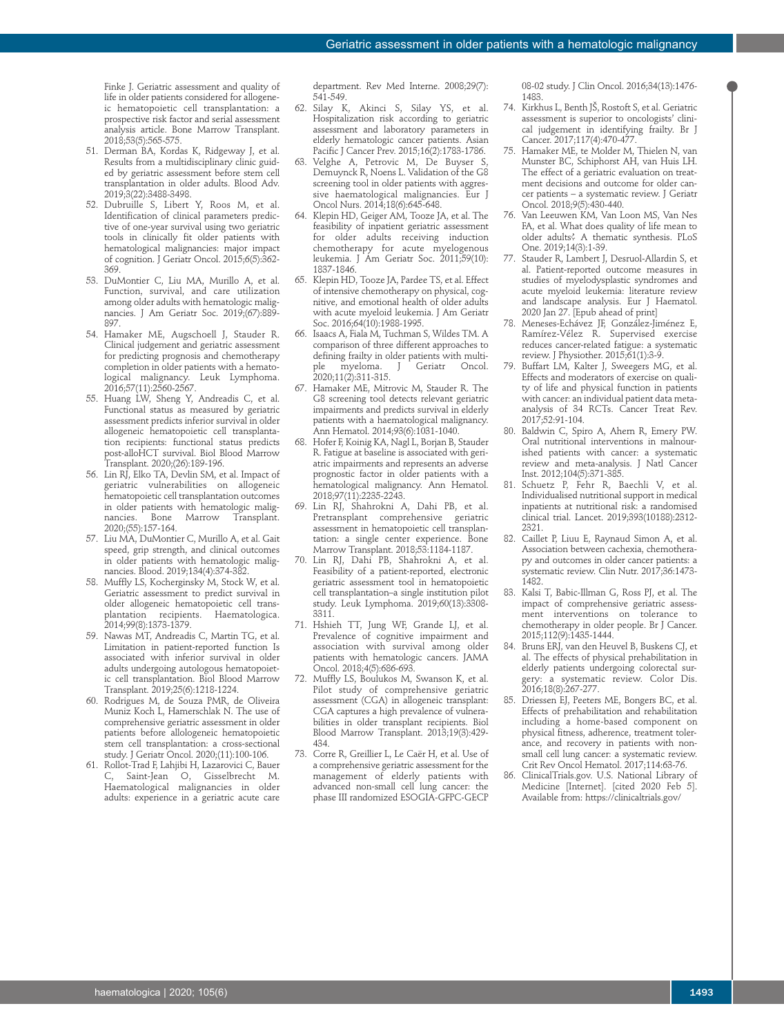Finke J. Geriatric assessment and quality of life in older patients considered for allogeneic hematopoietic cell transplantation: a prospective risk factor and serial assessment analysis article. Bone Marrow Transplant. 2018;53(5):565-575.

51. Derman BA, Kordas K, Ridgeway J, et al. Results from a multidisciplinary clinic guided by geriatric assessment before stem cell transplantation in older adults. Blood Adv. 2019;3(22):3488-3498.
52. Dubruille S, Libert Y, Roos M, et al. Identification of clinical parameters predictive of one-year survival using two geriatric tools in clinically fit older patients with hematological malignancies: major impact of cognition. J Geriatr Oncol. 2015;6(5):362-369.
53. DuMontier C, Liu MA, Murillo A, et al. Function, survival, and care utilization among older adults with hematologic malignancies. J Am Geriatr Soc. 2019;(67):889-897.
54. Hamaker ME, Augschoell J, Stauder R. Clinical judgement and geriatric assessment for predicting prognosis and chemotherapy completion in older patients with a hematological malignancy. Leuk Lymphoma. 2016;57(11):2560-2567.
55. Huang LW, Sheng Y, Andreadis C, et al. Functional status as measured by geriatric assessment predicts inferior survival in older allogeneic hematopoietic cell transplantation recipients: functional status predicts post-alloHCT survival. Biol Blood Marrow Transplant. 2020;(26):189-196.
56. Lin RJ, Elko TA, Devlin SM, et al. Impact of geriatric vulnerabilities on allogeneic hematopoietic cell transplantation outcomes in older patients with hematologic malignancies. Bone Marrow Transplant. 2020;(55):157-164.
57. Liu MA, DuMontier C, Murillo A, et al. Gait speed, grip strength, and clinical outcomes in older patients with hematologic malignancies. Blood. 2019;134(4):374-382.
58. Muffly LS, Kocherginsky M, Stock W, et al. Geriatric assessment to predict survival in older allogeneic hematopoietic cell transplantation recipients. Haematologica. 2014;99(8):1373-1379.
59. Nawas MT, Andreadis C, Martin TG, et al. Limitation in patient-reported function Is associated with inferior survival in older adults undergoing autologous hematopoietic cell transplantation. Biol Blood Marrow Transplant. 2019;25(6):1218-1224.
60. Rodrigues M, de Souza PMR, de Oliveira Muniz Koch L, Hamerschlak N. The use of comprehensive geriatric assessment in older patients before allologeneic hematopoietic stem cell transplantation: a cross-sectional study. J Geriatr Oncol. 2020;(11):100-106.
61. Rollot-Trad F, Lahjibi H, Lazarovici C, Bauer C, Saint-Jean O, Gisselbrecht M. Haematological malignancies in older adults: experience in a geriatric acute care department. Rev Med Interne. 2008;29(7):541-549.
62. Silay K, Akinci S, Silay YS, et al. Hospitalization risk according to geriatric assessment and laboratory parameters in elderly hematologic cancer patients. Asian Pacific J Cancer Prev. 2015;16(2):1783-1786.
63. Velghe A, Petrovic M, De Buyser S, Demuynck R, Noens L. Validation of the G8 screening tool in older patients with aggressive haematological malignancies. Eur J Oncol Nurs. 2014;18(6):645-648.
64. Klepin HD, Geiger AM, Tooze JA, et al. The feasibility of inpatient geriatric assessment for older adults receiving induction chemotherapy for acute myelogenous leukemia. J Am Geriatr Soc. 2011;59(10):1837-1846.
65. Klepin HD, Tooze JA, Pardee TS, et al. Effect of intensive chemotherapy on physical, cognitive, and emotional health of older adults with acute myeloid leukemia. J Am Geriatr Soc. 2016;64(10):1988-1995.
66. Isaacs A, Fiala M, Tuchman S, Wildes TM. A comparison of three different approaches to defining frailty in older patients with multiple myeloma. J Geriatr Oncol. 2020;11(2):311-315.
67. Hamaker ME, Mitrovic M, Stauder R. The G8 screening tool detects relevant geriatric impairments and predicts survival in elderly patients with a haematological malignancy. Ann Hematol. 2014;93(6):1031-1040.
68. Hofer F, Koinig KA, Nagl L, Borjan B, Stauder R. Fatigue at baseline is associated with geriatric impairments and represents an adverse prognostic factor in older patients with a hematological malignancy. Ann Hematol. 2018;97(11):2235-2243.
69. Lin RJ, Shahrokni A, Dahi PB, et al. Pretransplant comprehensive geriatric assessment in hematopoietic cell transplantation: a single center experience. Bone Marrow Transplant. 2018;53:1184-1187.
70. Lin RJ, Dahi PB, Shahrokni A, et al. Feasibility of a patient-reported, electronic geriatric assessment tool in hematopoietic cell transplantation–a single institution pilot study. Leuk Lymphoma. 2019;60(13):3308-3311.
71. Hshieh TT, Jung WF, Grande LJ, et al. Prevalence of cognitive impairment and association with survival among older patients with hematologic cancers. JAMA Oncol. 2018;4(5):686-693.
72. Muffly LS, Boulukos M, Swanson K, et al. Pilot study of comprehensive geriatric assessment (CGA) in allogeneic transplant: CGA captures a high prevalence of vulnerabilities in older transplant recipients. Biol Blood Marrow Transplant. 2013;19(3):429-434.
73. Corre R, Greillier L, Le Caër H, et al. Use of a comprehensive geriatric assessment for the management of elderly patients with advanced non-small cell lung cancer: the phase III randomized ESOGIA-GFPC-GECP 08-02 study. J Clin Oncol. 2016;34(13):1476-1483.
74. Kirkhus L, Benth JŠ, Rostoft S, et al. Geriatric assessment is superior to oncologists' clinical judgement in identifying frailty. Br J Cancer. 2017;117(4):470-477.
75. Hamaker ME, te Molder M, Thielen N, van Munster BC, Schiphorst AH, van Huis LH. The effect of a geriatric evaluation on treatment decisions and outcome for older cancer patients – a systematic review. J Geriatr Oncol. 2018;9(5):430-440.
76. Van Leeuwen KM, Van Loon MS, Van Nes FA, et al. What does quality of life mean to older adults? A thematic synthesis. PLoS One. 2019;14(3):1-39.
77. Stauder R, Lambert J, Desruol-Allardin S, et al. Patient-reported outcome measures in studies of myelodysplastic syndromes and acute myeloid leukemia: literature review and landscape analysis. Eur J Haematol. 2020 Jan 27. [Epub ahead of print]
78. Meneses-Echávez JF, González-Jiménez E, Ramírez-Vélez R. Supervised exercise reduces cancer-related fatigue: a systematic review. J Physiother. 2015;61(1):3-9.
79. Buffart LM, Kalter J, Sweegers MG, et al. Effects and moderators of exercise on quality of life and physical function in patients with cancer: an individual patient data meta-analysis of 34 RCTs. Cancer Treat Rev. 2017;52:91-104.
80. Baldwin C, Spiro A, Ahern R, Emery PW. Oral nutritional interventions in malnourished patients with cancer: a systematic review and meta-analysis. J Natl Cancer Inst. 2012;104(5):371-385.
81. Schuetz P, Fehr R, Baechli V, et al. Individualised nutritional support in medical inpatients at nutritional risk: a randomised clinical trial. Lancet. 2019;393(10188):2312-2321.
82. Caillet P, Liuu E, Raynaud Simon A, et al. Association between cachexia, chemotherapy and outcomes in older cancer patients: a systematic review. Clin Nutr. 2017;36:1473-1482.
83. Kalsi T, Babic-Illman G, Ross PJ, et al. The impact of comprehensive geriatric assessment interventions on tolerance to chemotherapy in older people. Br J Cancer. 2015;112(9):1435-1444.
84. Bruns ERJ, van den Heuvel B, Buskens CJ, et al. The effects of physical prehabilitation in elderly patients undergoing colorectal surgery: a systematic review. Color Dis. 2016;18(8):267-277.
85. Driessen EJ, Peeters ME, Bongers BC, et al. Effects of prehabilitation and rehabilitation including a home-based component on physical fitness, adherence, treatment tolerance, and recovery in patients with non-small cell lung cancer: a systematic review. Crit Rev Oncol Hematol. 2017;114:63-76.
86. ClinicalTrials.gov. U.S. National Library of Medicine [Internet]. [cited 2020 Feb 5]. Available from: https://clinicaltrials.gov/